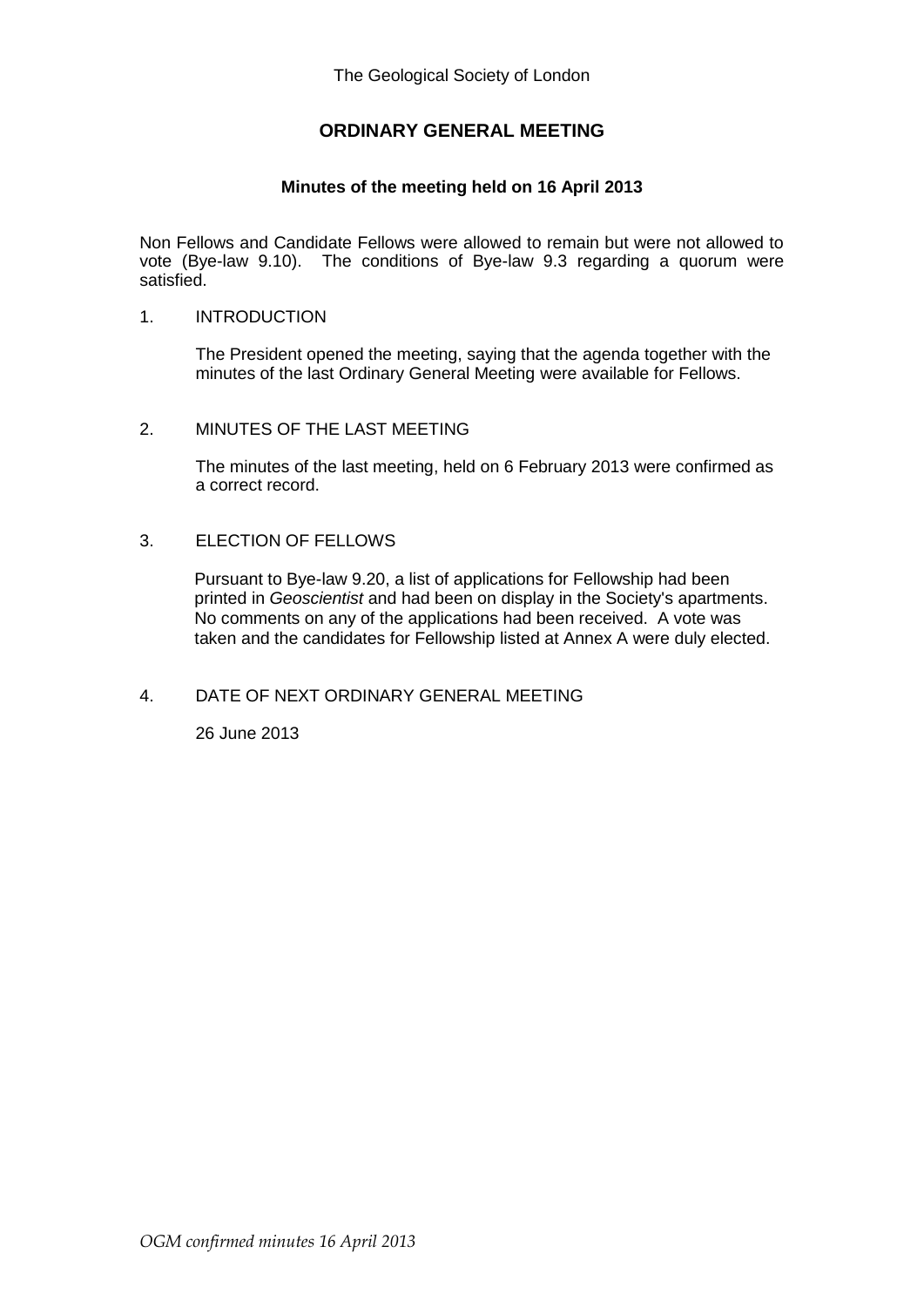The Geological Society of London

# ORDINARY GENERAL MEETING

### Minutes of the meeting held on 16 April 2013

Non Fellows and Candidate Fellows were allowed to remain but were not allowed to vote (Bye-law 9.10). The conditions of Bye-law 9.3 regarding a quorum were satisfied.

1. INTRODUCTION

   The President opened the meeting, saying that the agenda together with the minutes of the last Ordinary General Meeting were available for Fellows.

2. MINUTES OF THE LAST MEETING

   The minutes of the last meeting, held on 6 February 2013 were confirmed as a correct record.

3. ELECTION OF FELLOWS

   Pursuant to Bye-law 9.20, a list of applications for Fellowship had been printed in *Geoscientist* and had been on display in the Society's apartments. No comments on any of the applications had been received. A vote was taken and the candidates for Fellowship listed at Annex A were duly elected.

4. DATE OF NEXT ORDINARY GENERAL MEETING

   26 June 2013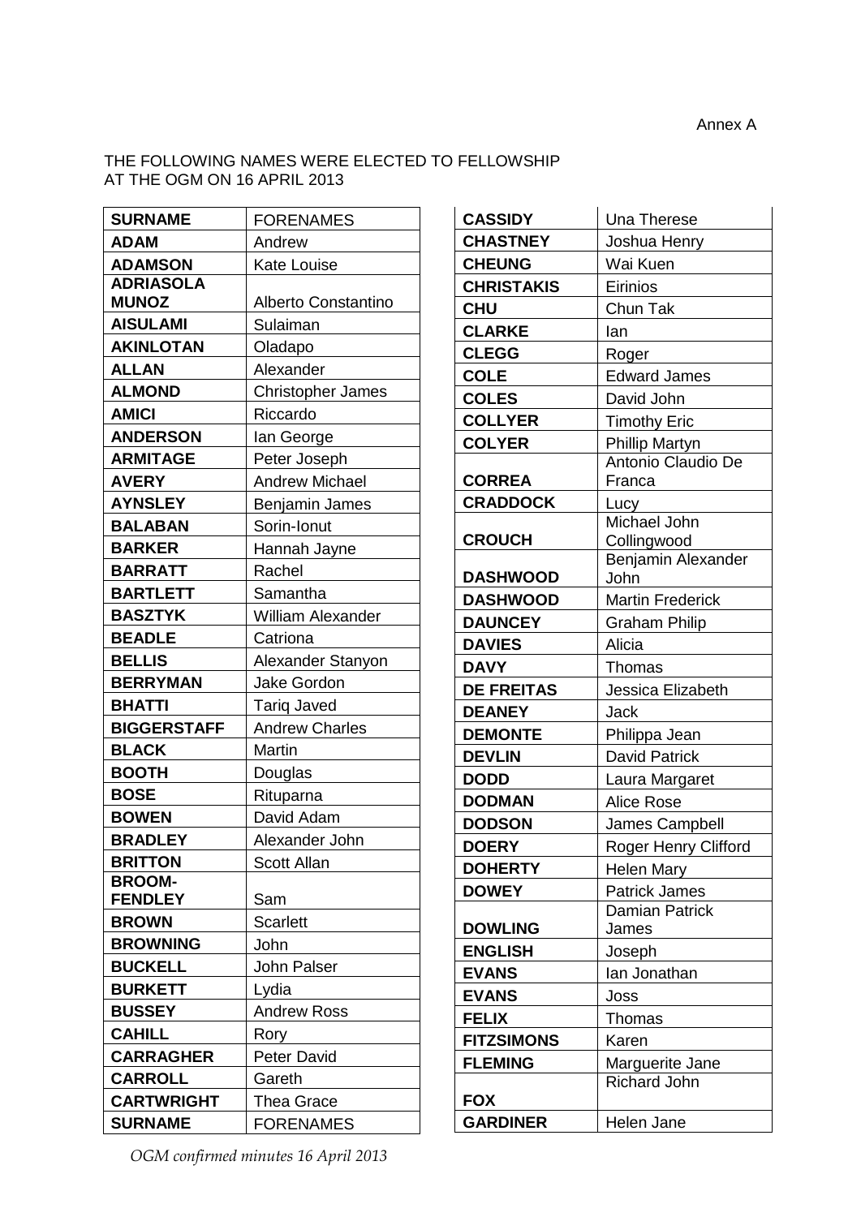Annex A

THE FOLLOWING NAMES WERE ELECTED TO FELLOWSHIP AT THE OGM ON 16 APRIL 2013

| SURNAME | FORENAMES |
|---|---|
| ADAM | Andrew |
| ADAMSON | Kate Louise |
| ADRIASOLA MUNOZ | Alberto Constantino |
| AISULAMI | Sulaiman |
| AKINLOTAN | Oladapo |
| ALLAN | Alexander |
| ALMOND | Christopher James |
| AMICI | Riccardo |
| ANDERSON | Ian George |
| ARMITAGE | Peter Joseph |
| AVERY | Andrew Michael |
| AYNSLEY | Benjamin James |
| BALABAN | Sorin-Ionut |
| BARKER | Hannah Jayne |
| BARRATT | Rachel |
| BARTLETT | Samantha |
| BASZTYK | William Alexander |
| BEADLE | Catriona |
| BELLIS | Alexander Stanyon |
| BERRYMAN | Jake Gordon |
| BHATTI | Tariq Javed |
| BIGGERSTAFF | Andrew Charles |
| BLACK | Martin |
| BOOTH | Douglas |
| BOSE | Rituparna |
| BOWEN | David Adam |
| BRADLEY | Alexander John |
| BRITTON | Scott Allan |
| BROOM-FENDLEY | Sam |
| BROWN | Scarlett |
| BROWNING | John |
| BUCKELL | John Palser |
| BURKETT | Lydia |
| BUSSEY | Andrew Ross |
| CAHILL | Rory |
| CARRAGHER | Peter David |
| CARROLL | Gareth |
| CARTWRIGHT | Thea Grace |
| CASSIDY | Una Therese |
| CHASTNEY | Joshua Henry |
| CHEUNG | Wai Kuen |
| CHRISTAKIS | Eirinios |
| CHU | Chun Tak |
| CLARKE | Ian |
| CLEGG | Roger |
| COLE | Edward James |
| COLES | David John |
| COLLYER | Timothy Eric |
| COLYER | Phillip Martyn |
| CORREA | Antonio Claudio De Franca |
| CRADDOCK | Lucy |
| CROUCH | Michael John Collingwood |
| DASHWOOD | Benjamin Alexander John |
| DASHWOOD | Martin Frederick |
| DAUNCEY | Graham Philip |
| DAVIES | Alicia |
| DAVY | Thomas |
| DE FREITAS | Jessica Elizabeth |
| DEANEY | Jack |
| DEMONTE | Philippa Jean |
| DEVLIN | David Patrick |
| DODD | Laura Margaret |
| DODMAN | Alice Rose |
| DODSON | James Campbell |
| DOERY | Roger Henry Clifford |
| DOHERTY | Helen Mary |
| DOWEY | Patrick James |
| DOWLING | Damian Patrick James |
| ENGLISH | Joseph |
| EVANS | Ian Jonathan |
| EVANS | Joss |
| FELIX | Thomas |
| FITZSIMONS | Karen |
| FLEMING | Marguerite Jane |
| FOX | Richard John |
| GARDINER | Helen Jane |

*OGM confirmed minutes 16 April 2013*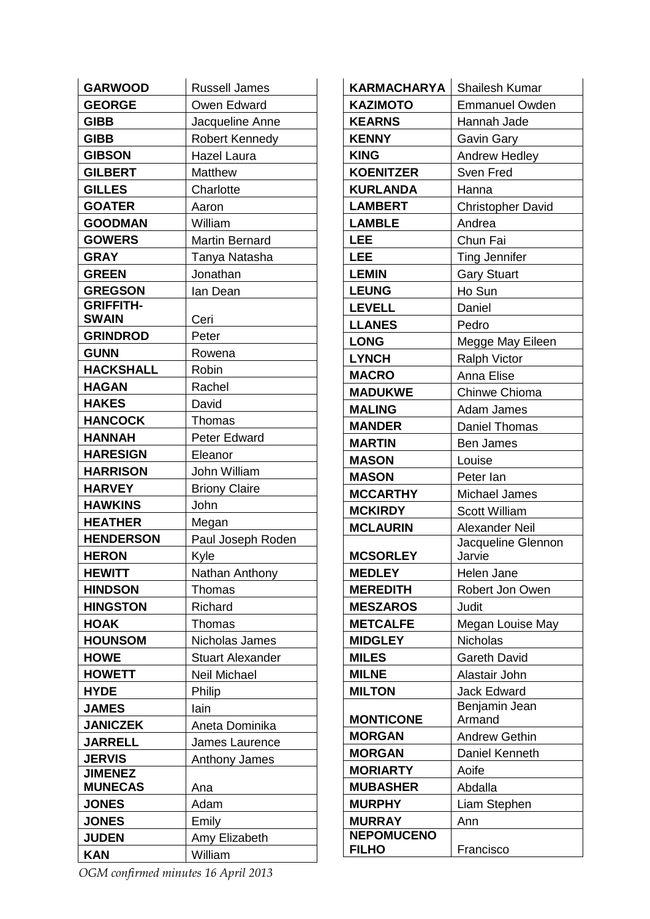| | |
|---|---|
| **GARWOOD** | Russell James |
| **GEORGE** | Owen Edward |
| **GIBB** | Jacqueline Anne |
| **GIBB** | Robert Kennedy |
| **GIBSON** | Hazel Laura |
| **GILBERT** | Matthew |
| **GILLES** | Charlotte |
| **GOATER** | Aaron |
| **GOODMAN** | William |
| **GOWERS** | Martin Bernard |
| **GRAY** | Tanya Natasha |
| **GREEN** | Jonathan |
| **GREGSON** | Ian Dean |
| **GRIFFITH-SWAIN** | Ceri |
| **GRINDROD** | Peter |
| **GUNN** | Rowena |
| **HACKSHALL** | Robin |
| **HAGAN** | Rachel |
| **HAKES** | David |
| **HANCOCK** | Thomas |
| **HANNAH** | Peter Edward |
| **HARESIGN** | Eleanor |
| **HARRISON** | John William |
| **HARVEY** | Briony Claire |
| **HAWKINS** | John |
| **HEATHER** | Megan |
| **HENDERSON** | Paul Joseph Roden |
| **HERON** | Kyle |
| **HEWITT** | Nathan Anthony |
| **HINDSON** | Thomas |
| **HINGSTON** | Richard |
| **HOAK** | Thomas |
| **HOUNSOM** | Nicholas James |
| **HOWE** | Stuart Alexander |
| **HOWETT** | Neil Michael |
| **HYDE** | Philip |
| **JAMES** | Iain |
| **JANICZEK** | Aneta Dominika |
| **JARRELL** | James Laurence |
| **JERVIS** | Anthony James |
| **JIMENEZ MUNECAS** | Ana |
| **JONES** | Adam |
| **JONES** | Emily |
| **JUDEN** | Amy Elizabeth |
| **KAN** | William |
| **KARMACHARYA** | Shailesh Kumar |
| **KAZIMOTO** | Emmanuel Owden |
| **KEARNS** | Hannah Jade |
| **KENNY** | Gavin Gary |
| **KING** | Andrew Hedley |
| **KOENITZER** | Sven Fred |
| **KURLANDA** | Hanna |
| **LAMBERT** | Christopher David |
| **LAMBLE** | Andrea |
| **LEE** | Chun Fai |
| **LEE** | Ting Jennifer |
| **LEMIN** | Gary Stuart |
| **LEUNG** | Ho Sun |
| **LEVELL** | Daniel |
| **LLANES** | Pedro |
| **LONG** | Megge May Eileen |
| **LYNCH** | Ralph Victor |
| **MACRO** | Anna Elise |
| **MADUKWE** | Chinwe Chioma |
| **MALING** | Adam James |
| **MANDER** | Daniel Thomas |
| **MARTIN** | Ben James |
| **MASON** | Louise |
| **MASON** | Peter Ian |
| **MCCARTHY** | Michael James |
| **MCKIRDY** | Scott William |
| **MCLAURIN** | Alexander Neil |
| **MCSORLEY** | Jacqueline Glennon Jarvie |
| **MEDLEY** | Helen Jane |
| **MEREDITH** | Robert Jon Owen |
| **MESZAROS** | Judit |
| **METCALFE** | Megan Louise May |
| **MIDGLEY** | Nicholas |
| **MILES** | Gareth David |
| **MILNE** | Alastair John |
| **MILTON** | Jack Edward |
| **MONTICONE** | Benjamin Jean Armand |
| **MORGAN** | Andrew Gethin |
| **MORGAN** | Daniel Kenneth |
| **MORIARTY** | Aoife |
| **MUBASHER** | Abdalla |
| **MURPHY** | Liam Stephen |
| **MURRAY** | Ann |
| **NEPOMUCENO FILHO** | Francisco |

*OGM confirmed minutes 16 April 2013*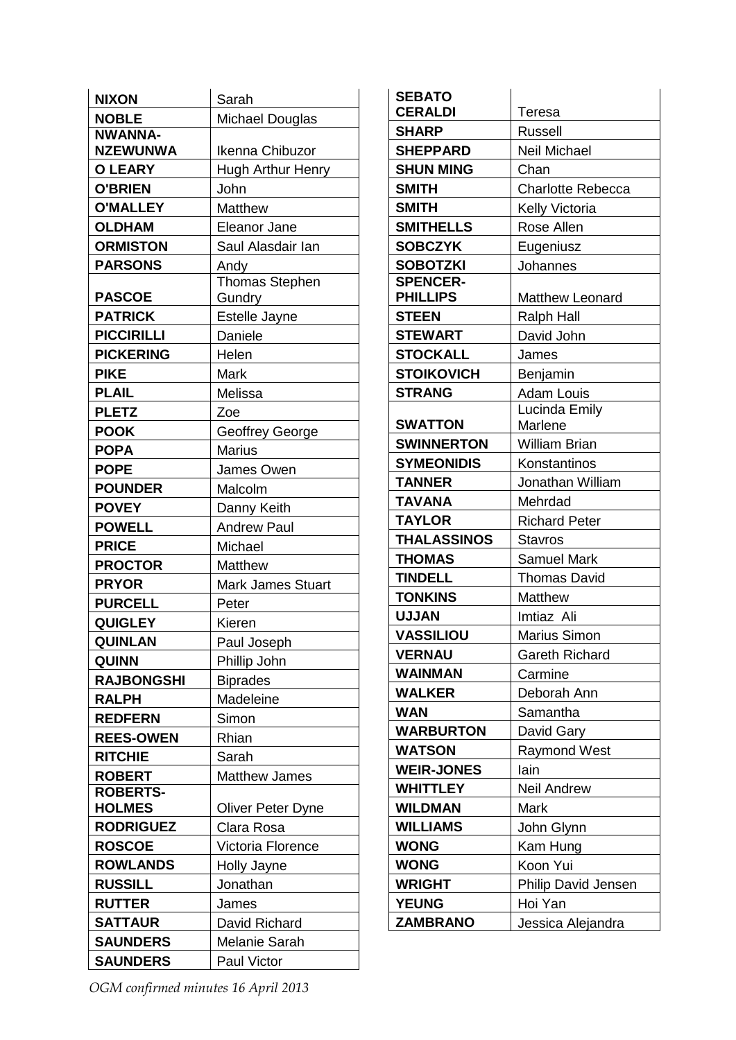| | |
|---|---|
| **NIXON** | Sarah |
| **NOBLE** | Michael Douglas |
| **NWANNA-NZEWUNWA** | Ikenna Chibuzor |
| **O LEARY** | Hugh Arthur Henry |
| **O'BRIEN** | John |
| **O'MALLEY** | Matthew |
| **OLDHAM** | Eleanor Jane |
| **ORMISTON** | Saul Alasdair Ian |
| **PARSONS** | Andy |
| **PASCOE** | Thomas Stephen Gundry |
| **PATRICK** | Estelle Jayne |
| **PICCIRILLI** | Daniele |
| **PICKERING** | Helen |
| **PIKE** | Mark |
| **PLAIL** | Melissa |
| **PLETZ** | Zoe |
| **POOK** | Geoffrey George |
| **POPA** | Marius |
| **POPE** | James Owen |
| **POUNDER** | Malcolm |
| **POVEY** | Danny Keith |
| **POWELL** | Andrew Paul |
| **PRICE** | Michael |
| **PROCTOR** | Matthew |
| **PRYOR** | Mark James Stuart |
| **PURCELL** | Peter |
| **QUIGLEY** | Kieren |
| **QUINLAN** | Paul Joseph |
| **QUINN** | Phillip John |
| **RAJBONGSHI** | Biprades |
| **RALPH** | Madeleine |
| **REDFERN** | Simon |
| **REES-OWEN** | Rhian |
| **RITCHIE** | Sarah |
| **ROBERT** | Matthew James |
| **ROBERTS-HOLMES** | Oliver Peter Dyne |
| **RODRIGUEZ** | Clara Rosa |
| **ROSCOE** | Victoria Florence |
| **ROWLANDS** | Holly Jayne |
| **RUSSILL** | Jonathan |
| **RUTTER** | James |
| **SATTAUR** | David Richard |
| **SAUNDERS** | Melanie Sarah |
| **SAUNDERS** | Paul Victor |
| **SEBATO CERALDI** | Teresa |
| **SHARP** | Russell |
| **SHEPPARD** | Neil Michael |
| **SHUN MING** | Chan |
| **SMITH** | Charlotte Rebecca |
| **SMITH** | Kelly Victoria |
| **SMITHELLS** | Rose Allen |
| **SOBCZYK** | Eugeniusz |
| **SOBOTZKI** | Johannes |
| **SPENCER-PHILLIPS** | Matthew Leonard |
| **STEEN** | Ralph Hall |
| **STEWART** | David John |
| **STOCKALL** | James |
| **STOIKOVICH** | Benjamin |
| **STRANG** | Adam Louis |
| **SWATTON** | Lucinda Emily Marlene |
| **SWINNERTON** | William Brian |
| **SYMEONIDIS** | Konstantinos |
| **TANNER** | Jonathan William |
| **TAVANA** | Mehrdad |
| **TAYLOR** | Richard Peter |
| **THALASSINOS** | Stavros |
| **THOMAS** | Samuel Mark |
| **TINDELL** | Thomas David |
| **TONKINS** | Matthew |
| **UJJAN** | Imtiaz Ali |
| **VASSILIOU** | Marius Simon |
| **VERNAU** | Gareth Richard |
| **WAINMAN** | Carmine |
| **WALKER** | Deborah Ann |
| **WAN** | Samantha |
| **WARBURTON** | David Gary |
| **WATSON** | Raymond West |
| **WEIR-JONES** | Iain |
| **WHITTLEY** | Neil Andrew |
| **WILDMAN** | Mark |
| **WILLIAMS** | John Glynn |
| **WONG** | Kam Hung |
| **WONG** | Koon Yui |
| **WRIGHT** | Philip David Jensen |
| **YEUNG** | Hoi Yan |
| **ZAMBRANO** | Jessica Alejandra |

*OGM confirmed minutes 16 April 2013*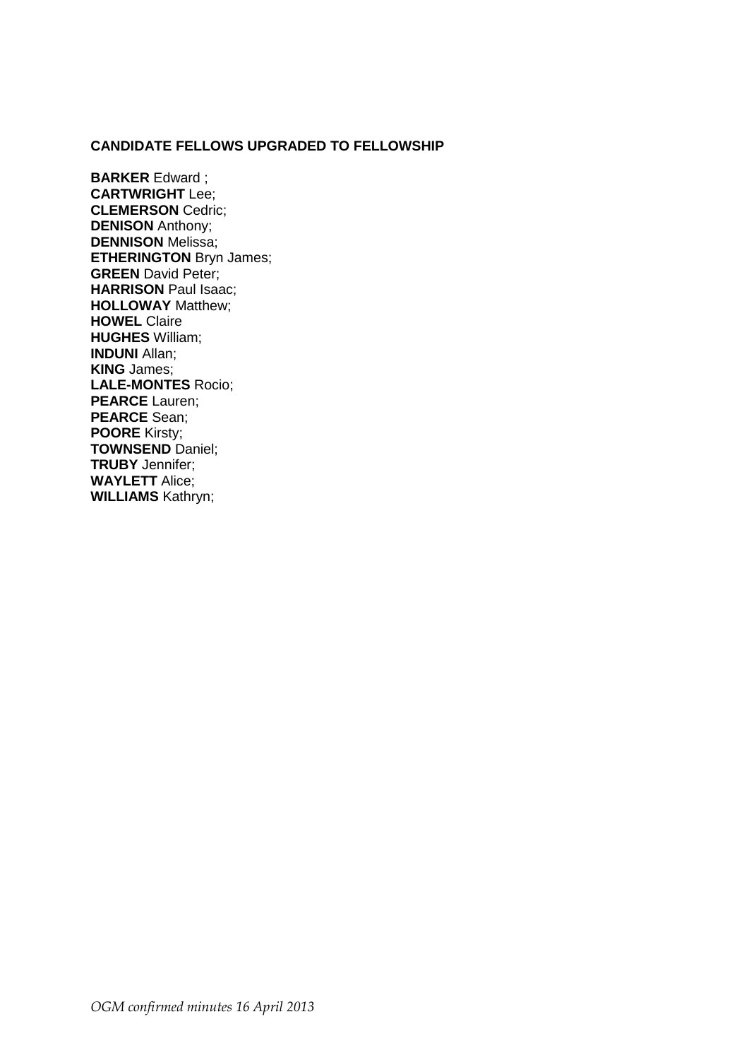**CANDIDATE FELLOWS UPGRADED TO FELLOWSHIP**

**BARKER** Edward ;
**CARTWRIGHT** Lee;
**CLEMERSON** Cedric;
**DENISON** Anthony;
**DENNISON** Melissa;
**ETHERINGTON** Bryn James;
**GREEN** David Peter;
**HARRISON** Paul Isaac;
**HOLLOWAY** Matthew;
**HOWEL** Claire
**HUGHES** William;
**INDUNI** Allan;
**KING** James;
**LALE-MONTES** Rocio;
**PEARCE** Lauren;
**PEARCE** Sean;
**POORE** Kirsty;
**TOWNSEND** Daniel;
**TRUBY** Jennifer;
**WAYLETT** Alice;
**WILLIAMS** Kathryn;